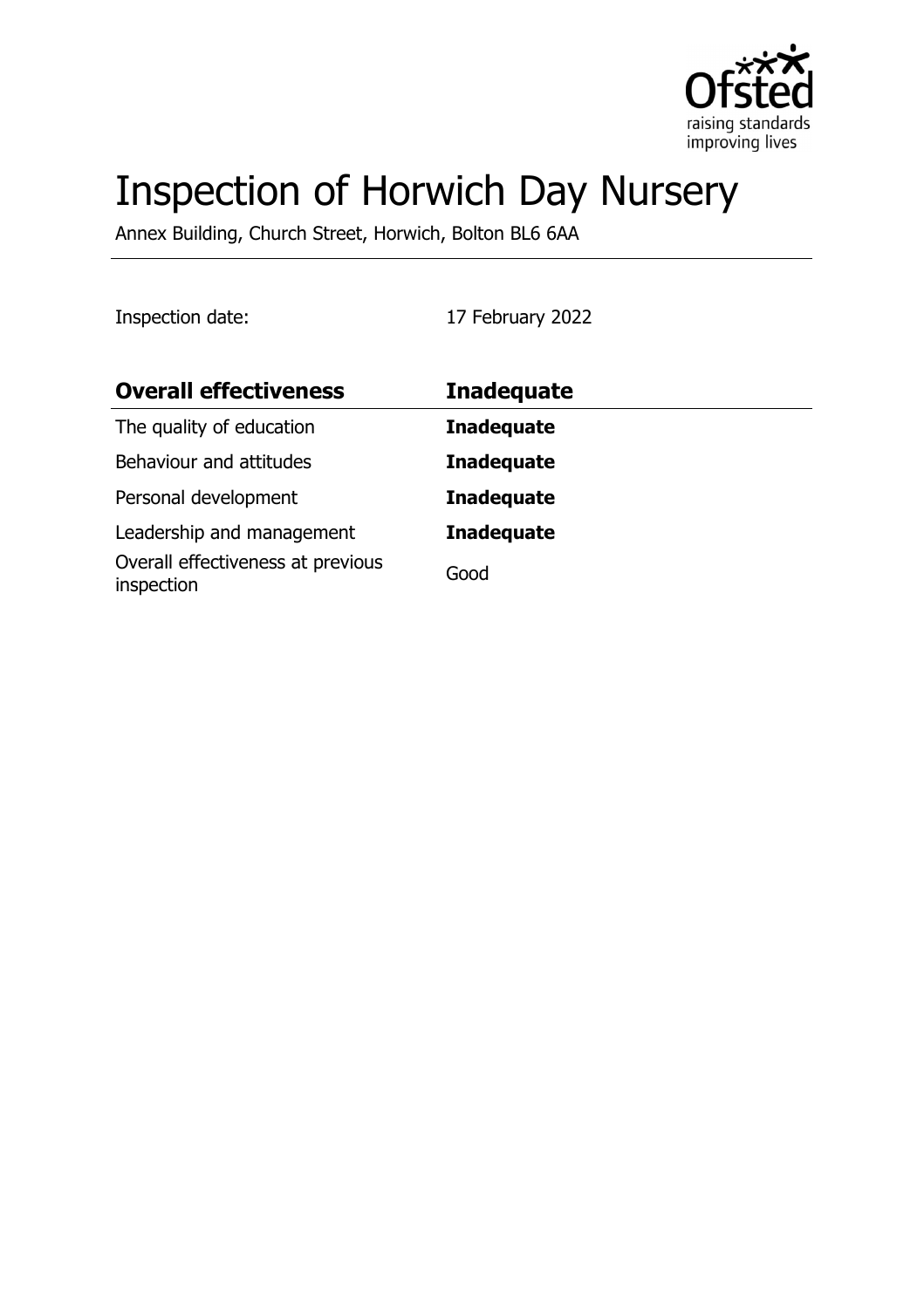# Inspection of Horwich Day Nursery

Annex Building, Church Street, Horwich, Bolton BL6 6AA

Inspection date: 17 February 2022

| Overall effectiveness | Inadequate |
| --- | --- |
| The quality of education | **Inadequate** |
| Behaviour and attitudes | **Inadequate** |
| Personal development | **Inadequate** |
| Leadership and management | **Inadequate** |
| Overall effectiveness at previous inspection | Good |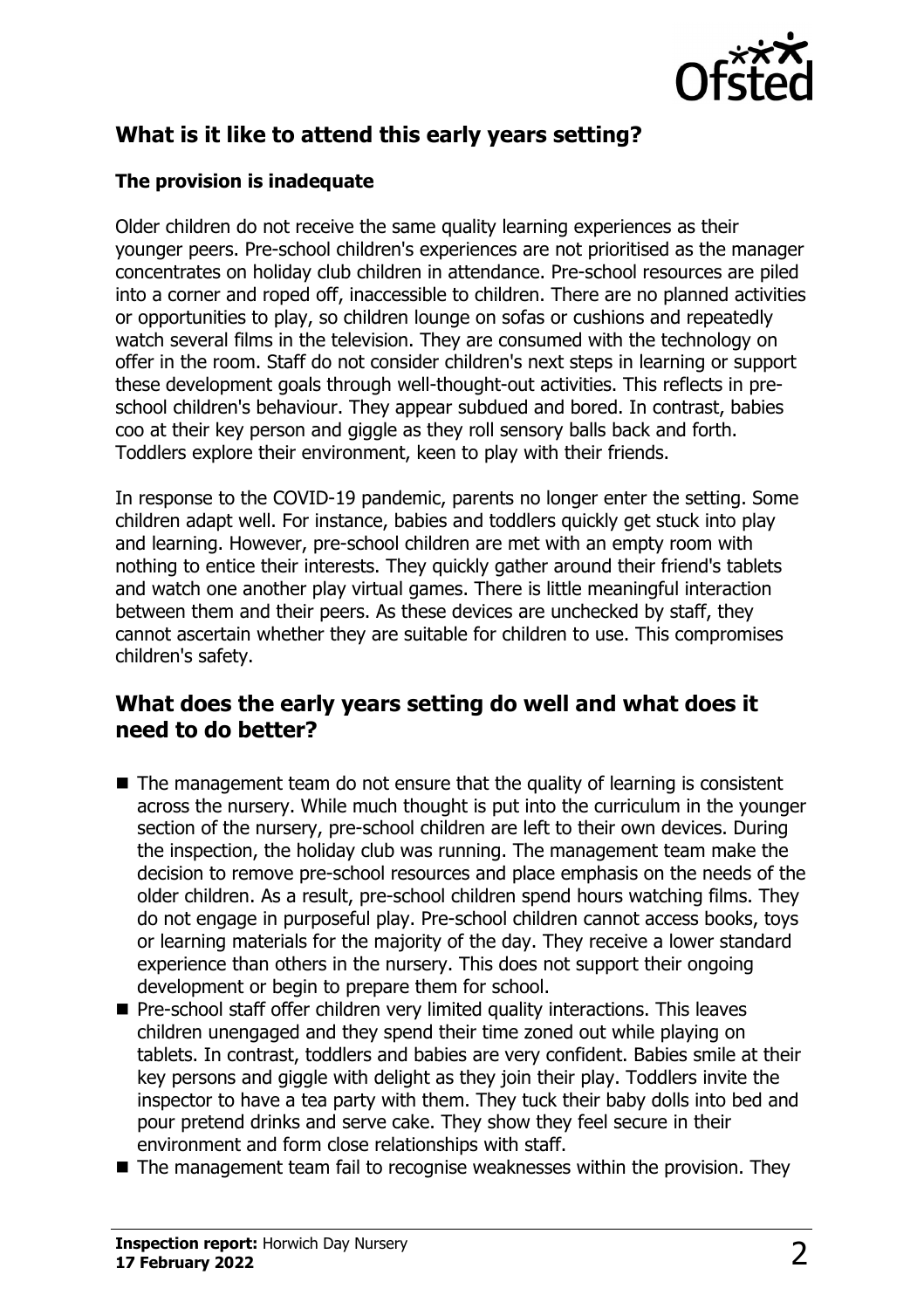## What is it like to attend this early years setting?

### The provision is inadequate

Older children do not receive the same quality learning experiences as their younger peers. Pre-school children's experiences are not prioritised as the manager concentrates on holiday club children in attendance. Pre-school resources are piled into a corner and roped off, inaccessible to children. There are no planned activities or opportunities to play, so children lounge on sofas or cushions and repeatedly watch several films in the television. They are consumed with the technology on offer in the room. Staff do not consider children's next steps in learning or support these development goals through well-thought-out activities. This reflects in pre-school children's behaviour. They appear subdued and bored. In contrast, babies coo at their key person and giggle as they roll sensory balls back and forth. Toddlers explore their environment, keen to play with their friends.

In response to the COVID-19 pandemic, parents no longer enter the setting. Some children adapt well. For instance, babies and toddlers quickly get stuck into play and learning. However, pre-school children are met with an empty room with nothing to entice their interests. They quickly gather around their friend's tablets and watch one another play virtual games. There is little meaningful interaction between them and their peers. As these devices are unchecked by staff, they cannot ascertain whether they are suitable for children to use. This compromises children's safety.

## What does the early years setting do well and what does it need to do better?

- The management team do not ensure that the quality of learning is consistent across the nursery. While much thought is put into the curriculum in the younger section of the nursery, pre-school children are left to their own devices. During the inspection, the holiday club was running. The management team make the decision to remove pre-school resources and place emphasis on the needs of the older children. As a result, pre-school children spend hours watching films. They do not engage in purposeful play. Pre-school children cannot access books, toys or learning materials for the majority of the day. They receive a lower standard experience than others in the nursery. This does not support their ongoing development or begin to prepare them for school.
- Pre-school staff offer children very limited quality interactions. This leaves children unengaged and they spend their time zoned out while playing on tablets. In contrast, toddlers and babies are very confident. Babies smile at their key persons and giggle with delight as they join their play. Toddlers invite the inspector to have a tea party with them. They tuck their baby dolls into bed and pour pretend drinks and serve cake. They show they feel secure in their environment and form close relationships with staff.
- The management team fail to recognise weaknesses within the provision. They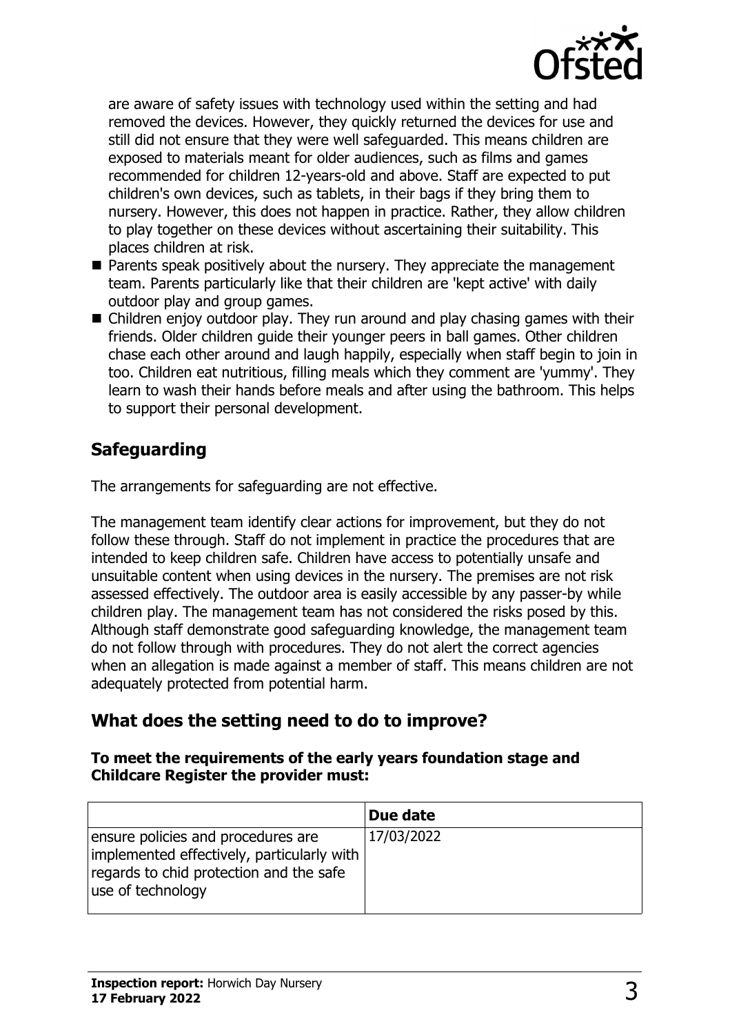are aware of safety issues with technology used within the setting and had removed the devices. However, they quickly returned the devices for use and still did not ensure that they were well safeguarded. This means children are exposed to materials meant for older audiences, such as films and games recommended for children 12-years-old and above. Staff are expected to put children's own devices, such as tablets, in their bags if they bring them to nursery. However, this does not happen in practice. Rather, they allow children to play together on these devices without ascertaining their suitability. This places children at risk.

- Parents speak positively about the nursery. They appreciate the management team. Parents particularly like that their children are 'kept active' with daily outdoor play and group games.
- Children enjoy outdoor play. They run around and play chasing games with their friends. Older children guide their younger peers in ball games. Other children chase each other around and laugh happily, especially when staff begin to join in too. Children eat nutritious, filling meals which they comment are 'yummy'. They learn to wash their hands before meals and after using the bathroom. This helps to support their personal development.

## Safeguarding

The arrangements for safeguarding are not effective.

The management team identify clear actions for improvement, but they do not follow these through. Staff do not implement in practice the procedures that are intended to keep children safe. Children have access to potentially unsafe and unsuitable content when using devices in the nursery. The premises are not risk assessed effectively. The outdoor area is easily accessible by any passer-by while children play. The management team has not considered the risks posed by this. Although staff demonstrate good safeguarding knowledge, the management team do not follow through with procedures. They do not alert the correct agencies when an allegation is made against a member of staff. This means children are not adequately protected from potential harm.

## What does the setting need to do to improve?

**To meet the requirements of the early years foundation stage and Childcare Register the provider must:**

| | Due date |
|---|---|
| ensure policies and procedures are implemented effectively, particularly with regards to chid protection and the safe use of technology | 17/03/2022 |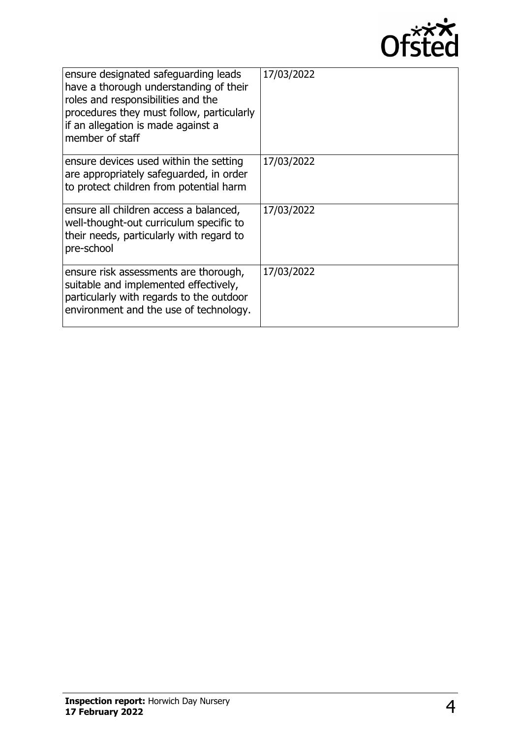| | |
|---|---|
| ensure designated safeguarding leads have a thorough understanding of their roles and responsibilities and the procedures they must follow, particularly if an allegation is made against a member of staff | 17/03/2022 |
| ensure devices used within the setting are appropriately safeguarded, in order to protect children from potential harm | 17/03/2022 |
| ensure all children access a balanced, well-thought-out curriculum specific to their needs, particularly with regard to pre-school | 17/03/2022 |
| ensure risk assessments are thorough, suitable and implemented effectively, particularly with regards to the outdoor environment and the use of technology. | 17/03/2022 |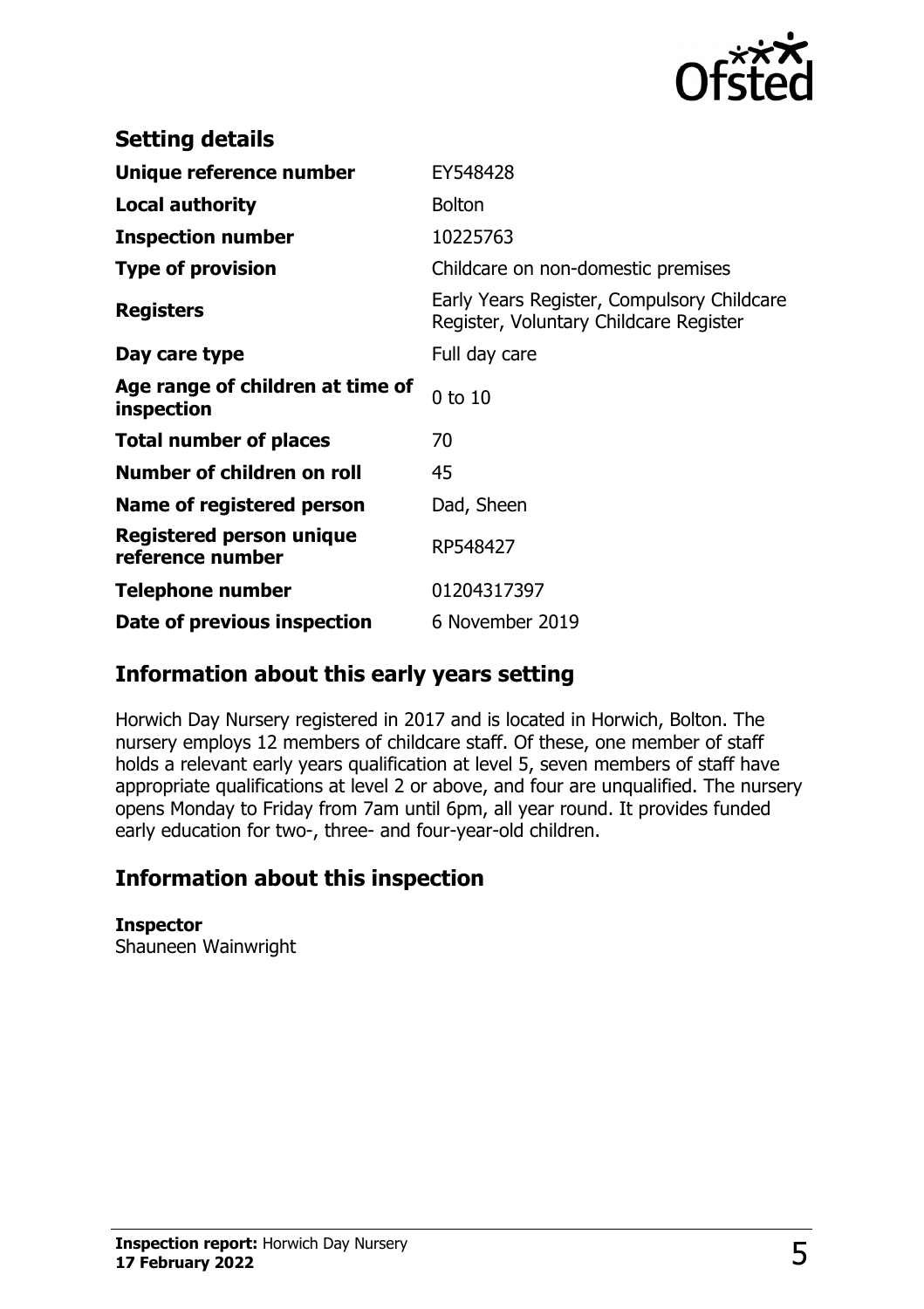## Setting details

| | |
|---|---|
| **Unique reference number** | EY548428 |
| **Local authority** | Bolton |
| **Inspection number** | 10225763 |
| **Type of provision** | Childcare on non-domestic premises |
| **Registers** | Early Years Register, Compulsory Childcare Register, Voluntary Childcare Register |
| **Day care type** | Full day care |
| **Age range of children at time of inspection** | 0 to 10 |
| **Total number of places** | 70 |
| **Number of children on roll** | 45 |
| **Name of registered person** | Dad, Sheen |
| **Registered person unique reference number** | RP548427 |
| **Telephone number** | 01204317397 |
| **Date of previous inspection** | 6 November 2019 |

## Information about this early years setting

Horwich Day Nursery registered in 2017 and is located in Horwich, Bolton. The nursery employs 12 members of childcare staff. Of these, one member of staff holds a relevant early years qualification at level 5, seven members of staff have appropriate qualifications at level 2 or above, and four are unqualified. The nursery opens Monday to Friday from 7am until 6pm, all year round. It provides funded early education for two-, three- and four-year-old children.

## Information about this inspection

**Inspector**
Shauneen Wainwright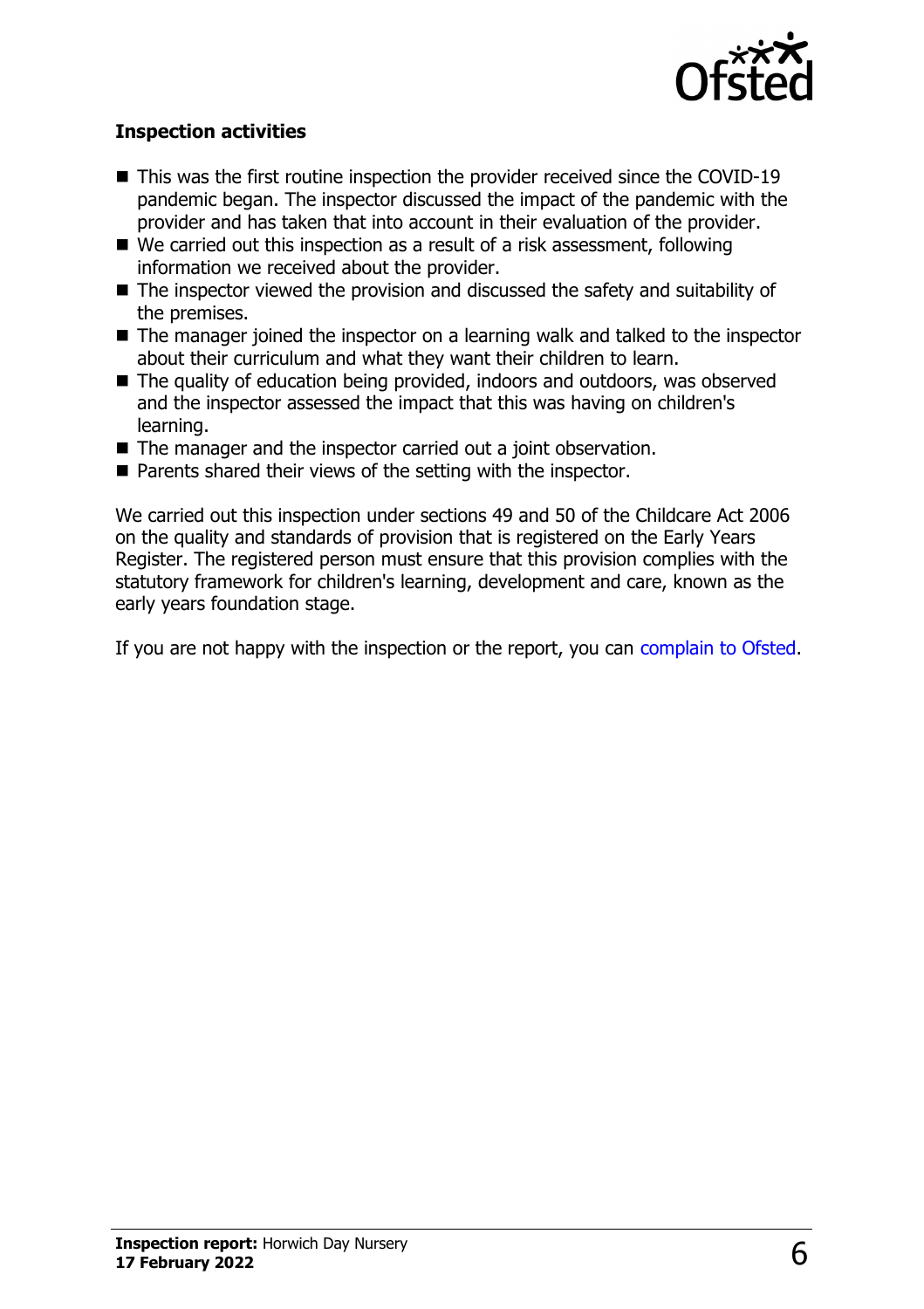### Inspection activities

- This was the first routine inspection the provider received since the COVID-19 pandemic began. The inspector discussed the impact of the pandemic with the provider and has taken that into account in their evaluation of the provider.
- We carried out this inspection as a result of a risk assessment, following information we received about the provider.
- The inspector viewed the provision and discussed the safety and suitability of the premises.
- The manager joined the inspector on a learning walk and talked to the inspector about their curriculum and what they want their children to learn.
- The quality of education being provided, indoors and outdoors, was observed and the inspector assessed the impact that this was having on children's learning.
- The manager and the inspector carried out a joint observation.
- Parents shared their views of the setting with the inspector.

We carried out this inspection under sections 49 and 50 of the Childcare Act 2006 on the quality and standards of provision that is registered on the Early Years Register. The registered person must ensure that this provision complies with the statutory framework for children's learning, development and care, known as the early years foundation stage.

If you are not happy with the inspection or the report, you can complain to Ofsted.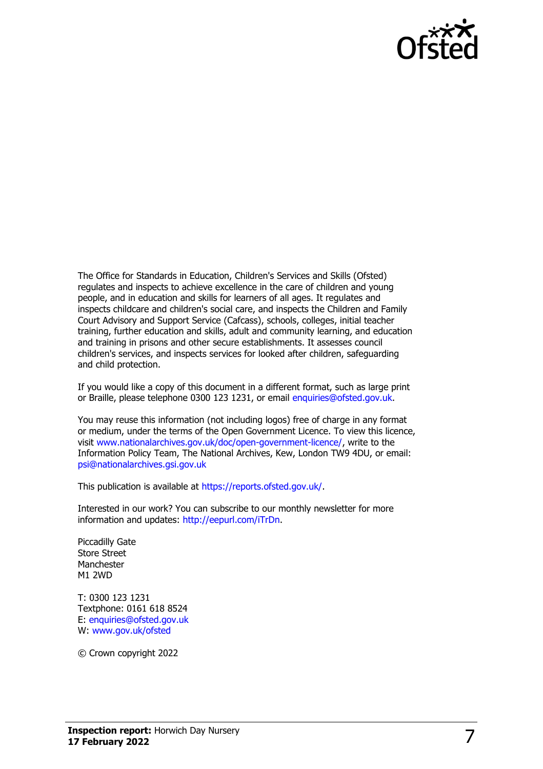The Office for Standards in Education, Children's Services and Skills (Ofsted) regulates and inspects to achieve excellence in the care of children and young people, and in education and skills for learners of all ages. It regulates and inspects childcare and children's social care, and inspects the Children and Family Court Advisory and Support Service (Cafcass), schools, colleges, initial teacher training, further education and skills, adult and community learning, and education and training in prisons and other secure establishments. It assesses council children's services, and inspects services for looked after children, safeguarding and child protection.

If you would like a copy of this document in a different format, such as large print or Braille, please telephone 0300 123 1231, or email enquiries@ofsted.gov.uk.

You may reuse this information (not including logos) free of charge in any format or medium, under the terms of the Open Government Licence. To view this licence, visit www.nationalarchives.gov.uk/doc/open-government-licence/, write to the Information Policy Team, The National Archives, Kew, London TW9 4DU, or email: psi@nationalarchives.gsi.gov.uk

This publication is available at https://reports.ofsted.gov.uk/.

Interested in our work? You can subscribe to our monthly newsletter for more information and updates: http://eepurl.com/iTrDn.

Piccadilly Gate
Store Street
Manchester
M1 2WD

T: 0300 123 1231
Textphone: 0161 618 8524
E: enquiries@ofsted.gov.uk
W: www.gov.uk/ofsted

© Crown copyright 2022